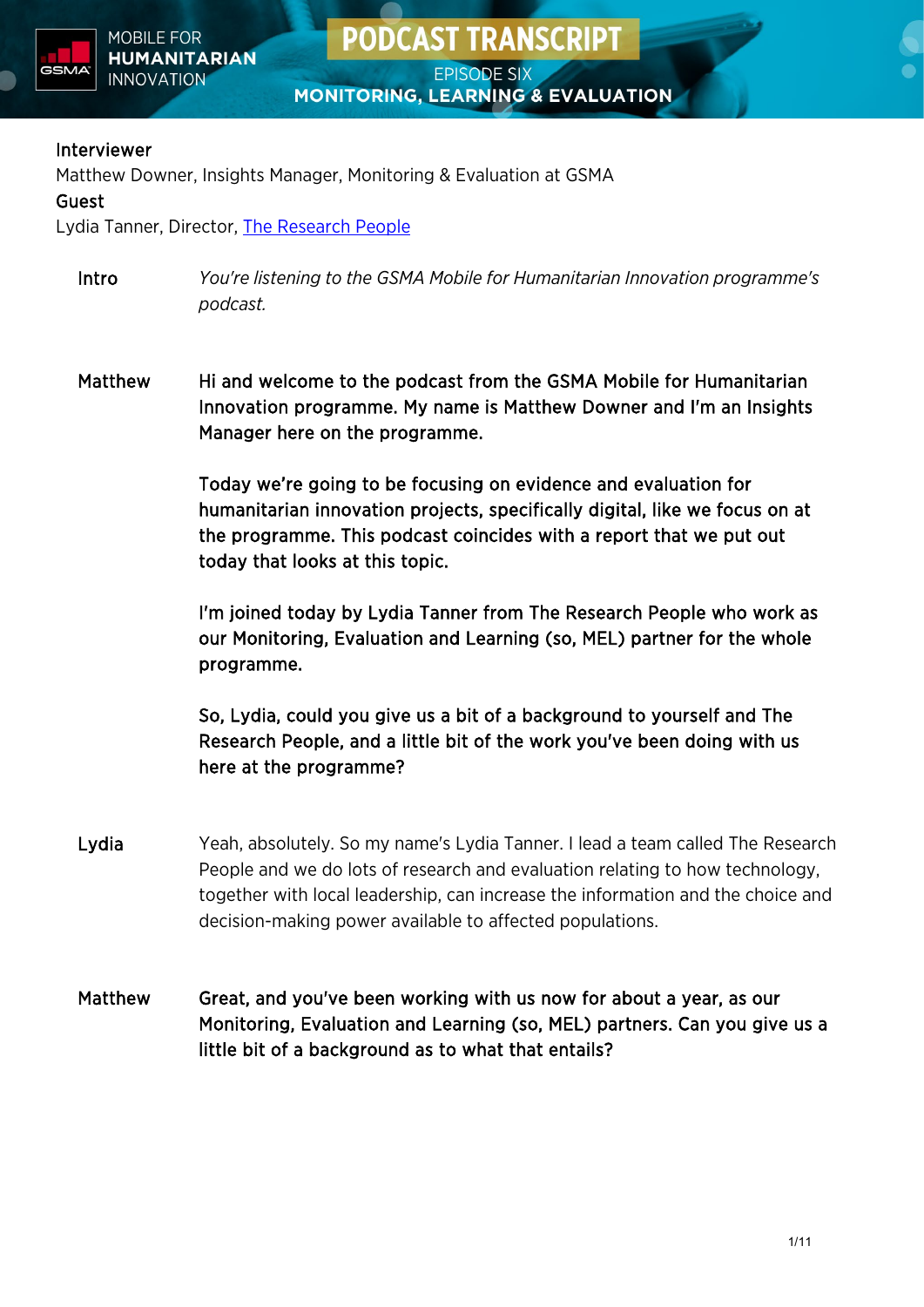MOBILE FOR **HUMANITARIAN** INNOVATION

# PODCAST TRANSCRIPT

## EPISODE SIX

## MONITORING, LEARNING & EVALUATION

**Interviewer**

Matthew Downer, Insights Manager, Monitoring & Evaluation at GSMA

**Guest**

Lydia Tanner, Director, The Research People

**Intro** *You're listening to the GSMA Mobile for Humanitarian Innovation programme's podcast.*

**Matthew** Hi and welcome to the podcast from the GSMA Mobile for Humanitarian Innovation programme. My name is Matthew Downer and I'm an Insights Manager here on the programme.

Today we're going to be focusing on evidence and evaluation for humanitarian innovation projects, specifically digital, like we focus on at the programme. This podcast coincides with a report that we put out today that looks at this topic.

I'm joined today by Lydia Tanner from The Research People who work as our Monitoring, Evaluation and Learning (so, MEL) partner for the whole programme.

So, Lydia, could you give us a bit of a background to yourself and The Research People, and a little bit of the work you've been doing with us here at the programme?

**Lydia** Yeah, absolutely. So my name's Lydia Tanner. I lead a team called The Research People and we do lots of research and evaluation relating to how technology, together with local leadership, can increase the information and the choice and decision-making power available to affected populations.

**Matthew** Great, and you've been working with us now for about a year, as our Monitoring, Evaluation and Learning (so, MEL) partners. Can you give us a little bit of a background as to what that entails?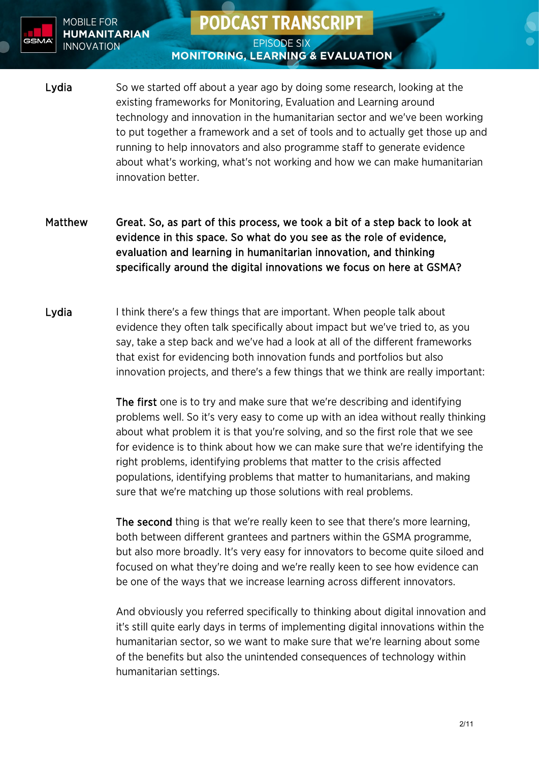**Lydia** So we started off about a year ago by doing some research, looking at the existing frameworks for Monitoring, Evaluation and Learning around technology and innovation in the humanitarian sector and we've been working to put together a framework and a set of tools and to actually get those up and running to help innovators and also programme staff to generate evidence about what's working, what's not working and how we can make humanitarian innovation better.

**Matthew** **Great. So, as part of this process, we took a bit of a step back to look at evidence in this space. So what do you see as the role of evidence, evaluation and learning in humanitarian innovation, and thinking specifically around the digital innovations we focus on here at GSMA?**

**Lydia** I think there's a few things that are important. When people talk about evidence they often talk specifically about impact but we've tried to, as you say, take a step back and we've had a look at all of the different frameworks that exist for evidencing both innovation funds and portfolios but also innovation projects, and there's a few things that we think are really important:

**The first** one is to try and make sure that we're describing and identifying problems well. So it's very easy to come up with an idea without really thinking about what problem it is that you're solving, and so the first role that we see for evidence is to think about how we can make sure that we're identifying the right problems, identifying problems that matter to the crisis affected populations, identifying problems that matter to humanitarians, and making sure that we're matching up those solutions with real problems.

**The second** thing is that we're really keen to see that there's more learning, both between different grantees and partners within the GSMA programme, but also more broadly. It's very easy for innovators to become quite siloed and focused on what they're doing and we're really keen to see how evidence can be one of the ways that we increase learning across different innovators.

And obviously you referred specifically to thinking about digital innovation and it's still quite early days in terms of implementing digital innovations within the humanitarian sector, so we want to make sure that we're learning about some of the benefits but also the unintended consequences of technology within humanitarian settings.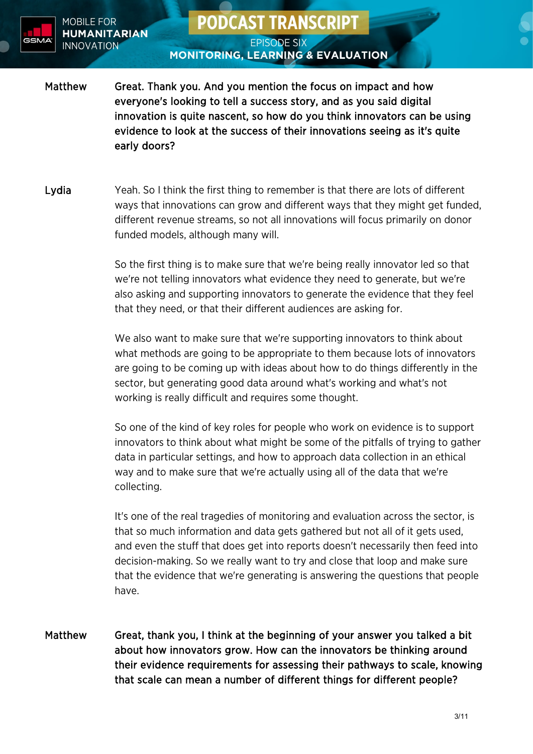**Matthew** **Great. Thank you. And you mention the focus on impact and how everyone's looking to tell a success story, and as you said digital innovation is quite nascent, so how do you think innovators can be using evidence to look at the success of their innovations seeing as it's quite early doors?**

**Lydia** Yeah. So I think the first thing to remember is that there are lots of different ways that innovations can grow and different ways that they might get funded, different revenue streams, so not all innovations will focus primarily on donor funded models, although many will.

So the first thing is to make sure that we're being really innovator led so that we're not telling innovators what evidence they need to generate, but we're also asking and supporting innovators to generate the evidence that they feel that they need, or that their different audiences are asking for.

We also want to make sure that we're supporting innovators to think about what methods are going to be appropriate to them because lots of innovators are going to be coming up with ideas about how to do things differently in the sector, but generating good data around what's working and what's not working is really difficult and requires some thought.

So one of the kind of key roles for people who work on evidence is to support innovators to think about what might be some of the pitfalls of trying to gather data in particular settings, and how to approach data collection in an ethical way and to make sure that we're actually using all of the data that we're collecting.

It's one of the real tragedies of monitoring and evaluation across the sector, is that so much information and data gets gathered but not all of it gets used, and even the stuff that does get into reports doesn't necessarily then feed into decision-making. So we really want to try and close that loop and make sure that the evidence that we're generating is answering the questions that people have.

**Matthew** **Great, thank you, I think at the beginning of your answer you talked a bit about how innovators grow. How can the innovators be thinking around their evidence requirements for assessing their pathways to scale, knowing that scale can mean a number of different things for different people?**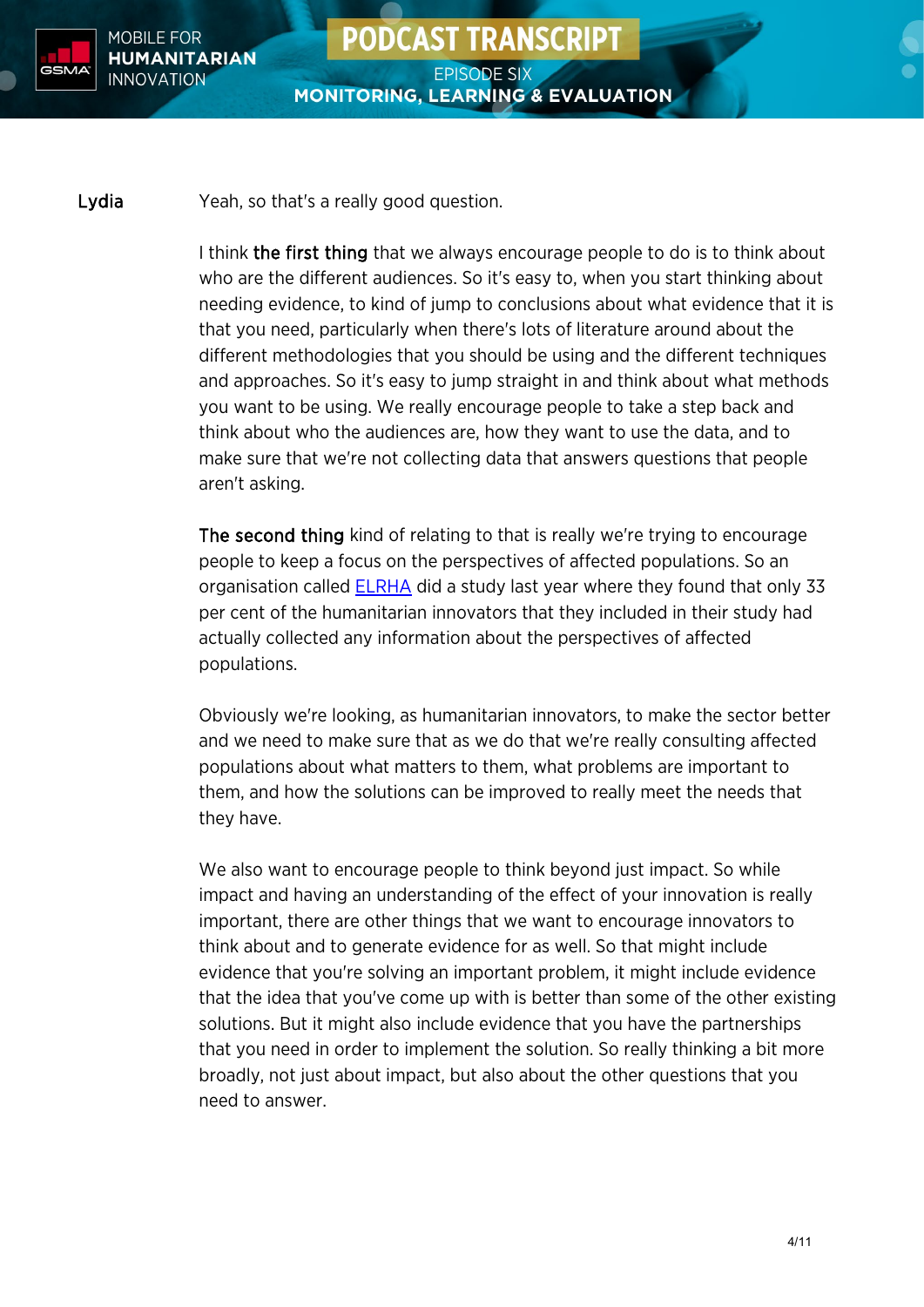**Lydia** Yeah, so that's a really good question.

I think **the first thing** that we always encourage people to do is to think about who are the different audiences. So it's easy to, when you start thinking about needing evidence, to kind of jump to conclusions about what evidence that it is that you need, particularly when there's lots of literature around about the different methodologies that you should be using and the different techniques and approaches. So it's easy to jump straight in and think about what methods you want to be using. We really encourage people to take a step back and think about who the audiences are, how they want to use the data, and to make sure that we're not collecting data that answers questions that people aren't asking.

**The second thing** kind of relating to that is really we're trying to encourage people to keep a focus on the perspectives of affected populations. So an organisation called ELRHA did a study last year where they found that only 33 per cent of the humanitarian innovators that they included in their study had actually collected any information about the perspectives of affected populations.

Obviously we're looking, as humanitarian innovators, to make the sector better and we need to make sure that as we do that we're really consulting affected populations about what matters to them, what problems are important to them, and how the solutions can be improved to really meet the needs that they have.

We also want to encourage people to think beyond just impact. So while impact and having an understanding of the effect of your innovation is really important, there are other things that we want to encourage innovators to think about and to generate evidence for as well. So that might include evidence that you're solving an important problem, it might include evidence that the idea that you've come up with is better than some of the other existing solutions. But it might also include evidence that you have the partnerships that you need in order to implement the solution. So really thinking a bit more broadly, not just about impact, but also about the other questions that you need to answer.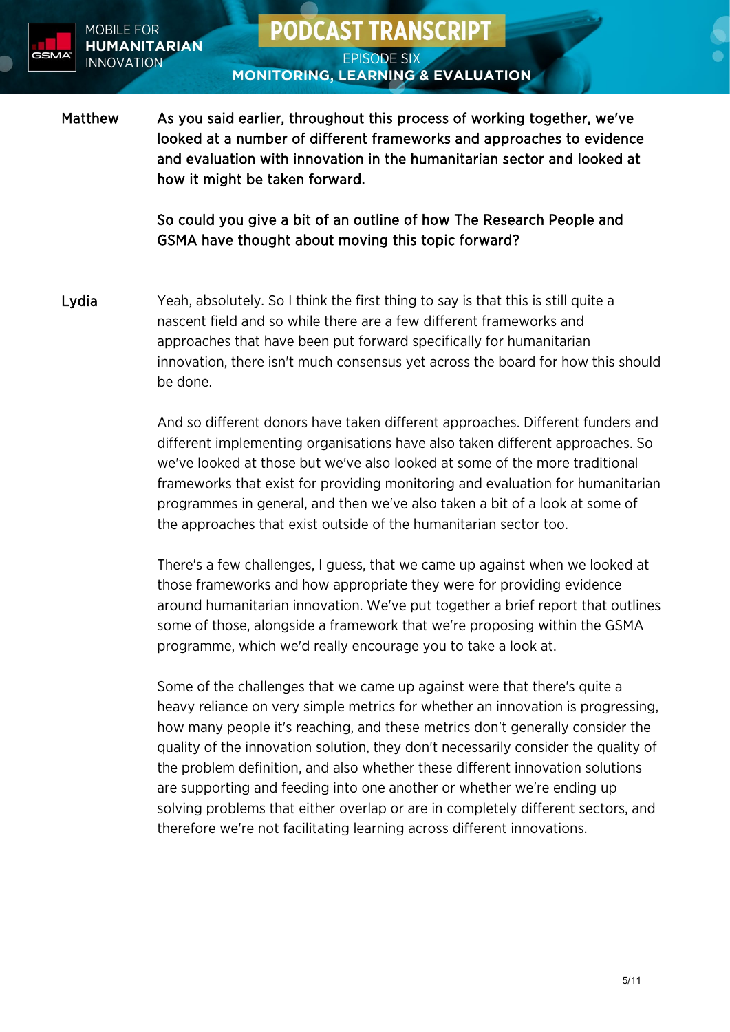**Matthew** **As you said earlier, throughout this process of working together, we've looked at a number of different frameworks and approaches to evidence and evaluation with innovation in the humanitarian sector and looked at how it might be taken forward.**

**So could you give a bit of an outline of how The Research People and GSMA have thought about moving this topic forward?**

**Lydia** Yeah, absolutely. So I think the first thing to say is that this is still quite a nascent field and so while there are a few different frameworks and approaches that have been put forward specifically for humanitarian innovation, there isn't much consensus yet across the board for how this should be done.

And so different donors have taken different approaches. Different funders and different implementing organisations have also taken different approaches. So we've looked at those but we've also looked at some of the more traditional frameworks that exist for providing monitoring and evaluation for humanitarian programmes in general, and then we've also taken a bit of a look at some of the approaches that exist outside of the humanitarian sector too.

There's a few challenges, I guess, that we came up against when we looked at those frameworks and how appropriate they were for providing evidence around humanitarian innovation. We've put together a brief report that outlines some of those, alongside a framework that we're proposing within the GSMA programme, which we'd really encourage you to take a look at.

Some of the challenges that we came up against were that there's quite a heavy reliance on very simple metrics for whether an innovation is progressing, how many people it's reaching, and these metrics don't generally consider the quality of the innovation solution, they don't necessarily consider the quality of the problem definition, and also whether these different innovation solutions are supporting and feeding into one another or whether we're ending up solving problems that either overlap or are in completely different sectors, and therefore we're not facilitating learning across different innovations.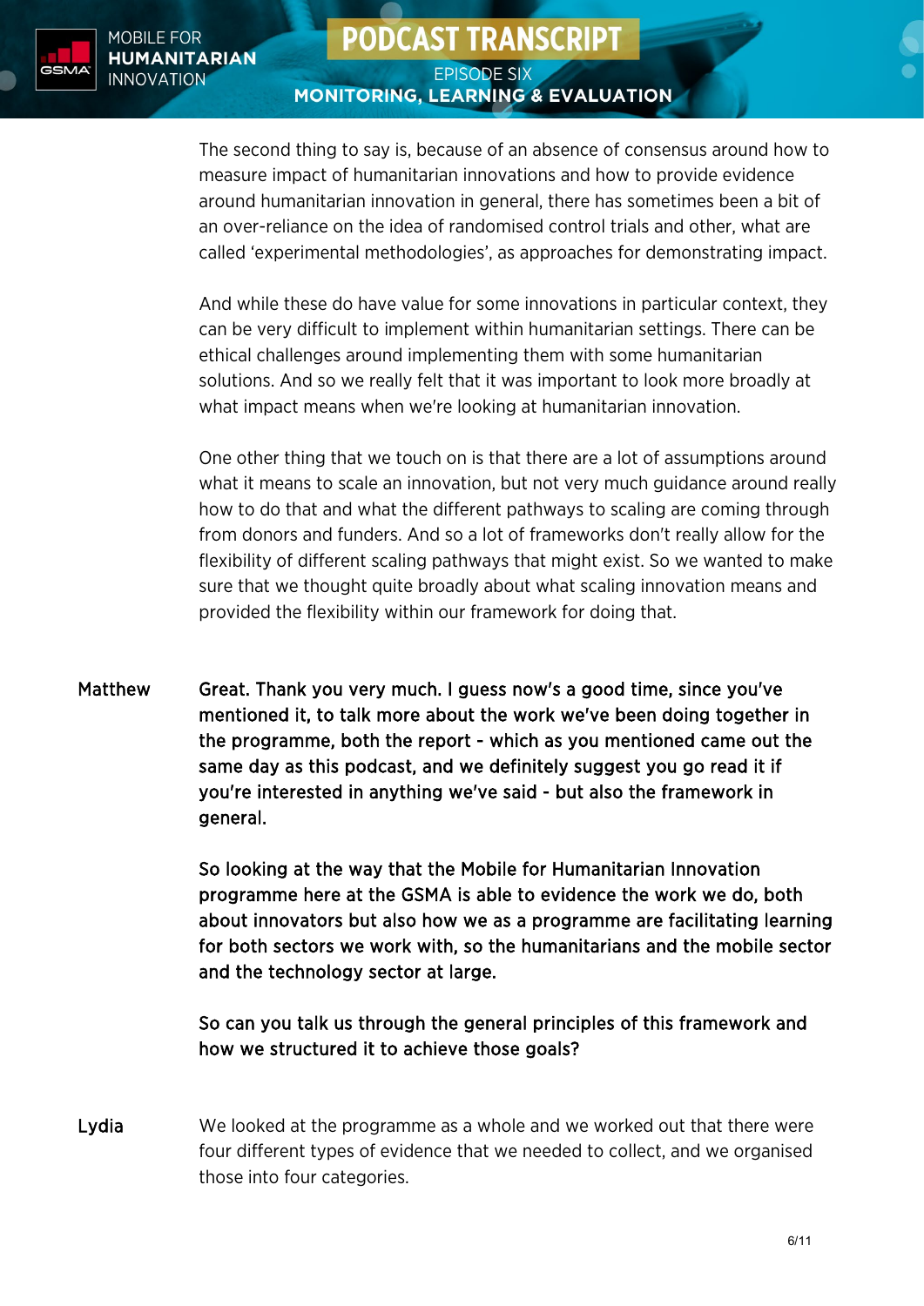The second thing to say is, because of an absence of consensus around how to measure impact of humanitarian innovations and how to provide evidence around humanitarian innovation in general, there has sometimes been a bit of an over-reliance on the idea of randomised control trials and other, what are called 'experimental methodologies', as approaches for demonstrating impact.

And while these do have value for some innovations in particular context, they can be very difficult to implement within humanitarian settings. There can be ethical challenges around implementing them with some humanitarian solutions. And so we really felt that it was important to look more broadly at what impact means when we're looking at humanitarian innovation.

One other thing that we touch on is that there are a lot of assumptions around what it means to scale an innovation, but not very much guidance around really how to do that and what the different pathways to scaling are coming through from donors and funders. And so a lot of frameworks don't really allow for the flexibility of different scaling pathways that might exist. So we wanted to make sure that we thought quite broadly about what scaling innovation means and provided the flexibility within our framework for doing that.

**Matthew** **Great. Thank you very much. I guess now's a good time, since you've mentioned it, to talk more about the work we've been doing together in the programme, both the report - which as you mentioned came out the same day as this podcast, and we definitely suggest you go read it if you're interested in anything we've said - but also the framework in general.**

**So looking at the way that the Mobile for Humanitarian Innovation programme here at the GSMA is able to evidence the work we do, both about innovators but also how we as a programme are facilitating learning for both sectors we work with, so the humanitarians and the mobile sector and the technology sector at large.**

**So can you talk us through the general principles of this framework and how we structured it to achieve those goals?**

**Lydia** We looked at the programme as a whole and we worked out that there were four different types of evidence that we needed to collect, and we organised those into four categories.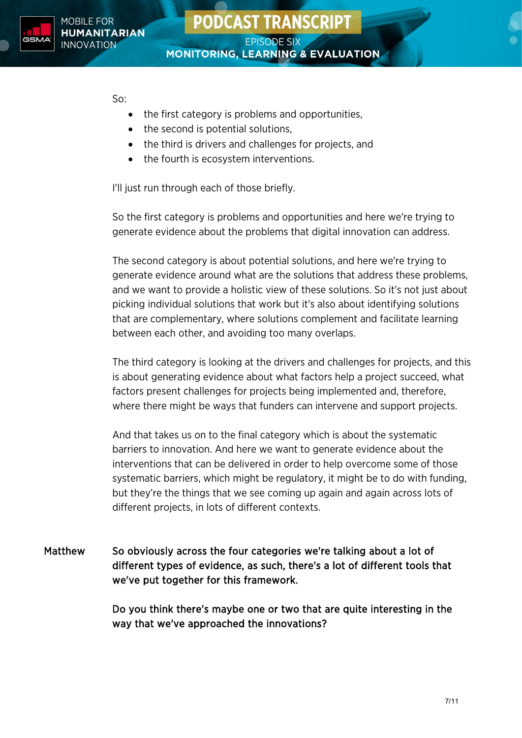So:

- the first category is problems and opportunities,
- the second is potential solutions,
- the third is drivers and challenges for projects, and
- the fourth is ecosystem interventions.

I'll just run through each of those briefly.

So the first category is problems and opportunities and here we're trying to generate evidence about the problems that digital innovation can address.

The second category is about potential solutions, and here we're trying to generate evidence around what are the solutions that address these problems, and we want to provide a holistic view of these solutions. So it's not just about picking individual solutions that work but it's also about identifying solutions that are complementary, where solutions complement and facilitate learning between each other, and avoiding too many overlaps.

The third category is looking at the drivers and challenges for projects, and this is about generating evidence about what factors help a project succeed, what factors present challenges for projects being implemented and, therefore, where there might be ways that funders can intervene and support projects.

And that takes us on to the final category which is about the systematic barriers to innovation. And here we want to generate evidence about the interventions that can be delivered in order to help overcome some of those systematic barriers, which might be regulatory, it might be to do with funding, but they're the things that we see coming up again and again across lots of different projects, in lots of different contexts.

Matthew **So obviously across the four categories we're talking about a lot of different types of evidence, as such, there's a lot of different tools that we've put together for this framework.**

**Do you think there's maybe one or two that are quite interesting in the way that we've approached the innovations?**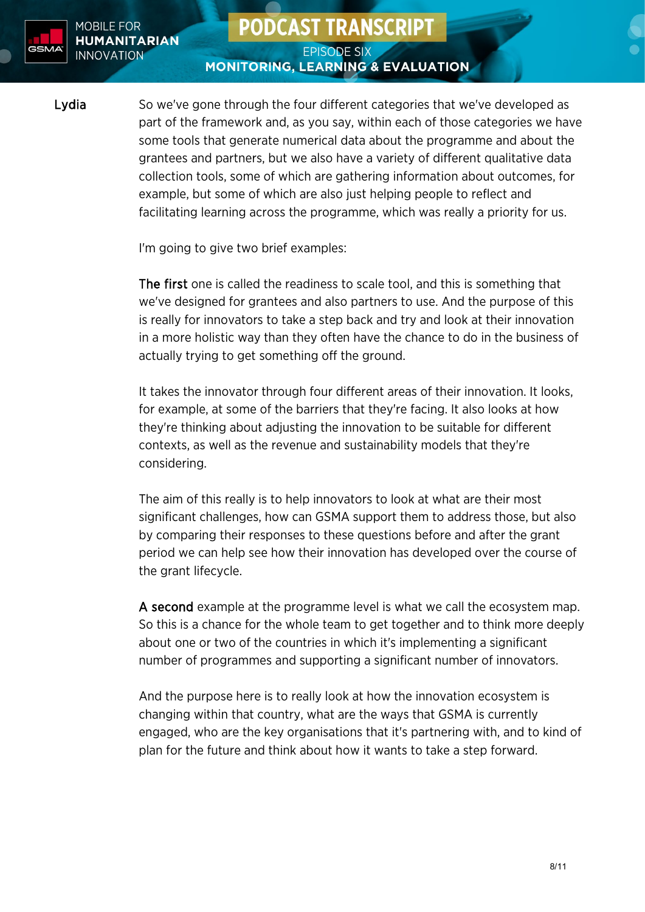**Lydia**

So we've gone through the four different categories that we've developed as part of the framework and, as you say, within each of those categories we have some tools that generate numerical data about the programme and about the grantees and partners, but we also have a variety of different qualitative data collection tools, some of which are gathering information about outcomes, for example, but some of which are also just helping people to reflect and facilitating learning across the programme, which was really a priority for us.

I'm going to give two brief examples:

The first one is called the readiness to scale tool, and this is something that we've designed for grantees and also partners to use. And the purpose of this is really for innovators to take a step back and try and look at their innovation in a more holistic way than they often have the chance to do in the business of actually trying to get something off the ground.

It takes the innovator through four different areas of their innovation. It looks, for example, at some of the barriers that they're facing. It also looks at how they're thinking about adjusting the innovation to be suitable for different contexts, as well as the revenue and sustainability models that they're considering.

The aim of this really is to help innovators to look at what are their most significant challenges, how can GSMA support them to address those, but also by comparing their responses to these questions before and after the grant period we can help see how their innovation has developed over the course of the grant lifecycle.

A second example at the programme level is what we call the ecosystem map. So this is a chance for the whole team to get together and to think more deeply about one or two of the countries in which it's implementing a significant number of programmes and supporting a significant number of innovators.

And the purpose here is to really look at how the innovation ecosystem is changing within that country, what are the ways that GSMA is currently engaged, who are the key organisations that it's partnering with, and to kind of plan for the future and think about how it wants to take a step forward.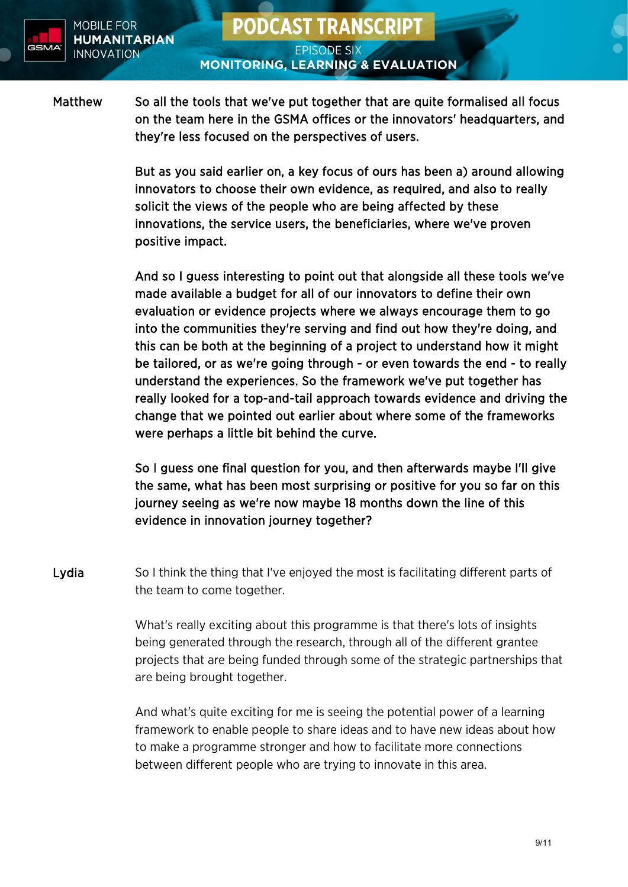**Matthew** So all the tools that we've put together that are quite formalised all focus on the team here in the GSMA offices or the innovators' headquarters, and they're less focused on the perspectives of users.

But as you said earlier on, a key focus of ours has been a) around allowing innovators to choose their own evidence, as required, and also to really solicit the views of the people who are being affected by these innovations, the service users, the beneficiaries, where we've proven positive impact.

And so I guess interesting to point out that alongside all these tools we've made available a budget for all of our innovators to define their own evaluation or evidence projects where we always encourage them to go into the communities they're serving and find out how they're doing, and this can be both at the beginning of a project to understand how it might be tailored, or as we're going through - or even towards the end - to really understand the experiences. So the framework we've put together has really looked for a top-and-tail approach towards evidence and driving the change that we pointed out earlier about where some of the frameworks were perhaps a little bit behind the curve.

So I guess one final question for you, and then afterwards maybe I'll give the same, what has been most surprising or positive for you so far on this journey seeing as we're now maybe 18 months down the line of this evidence in innovation journey together?

**Lydia** So I think the thing that I've enjoyed the most is facilitating different parts of the team to come together.

What's really exciting about this programme is that there's lots of insights being generated through the research, through all of the different grantee projects that are being funded through some of the strategic partnerships that are being brought together.

And what's quite exciting for me is seeing the potential power of a learning framework to enable people to share ideas and to have new ideas about how to make a programme stronger and how to facilitate more connections between different people who are trying to innovate in this area.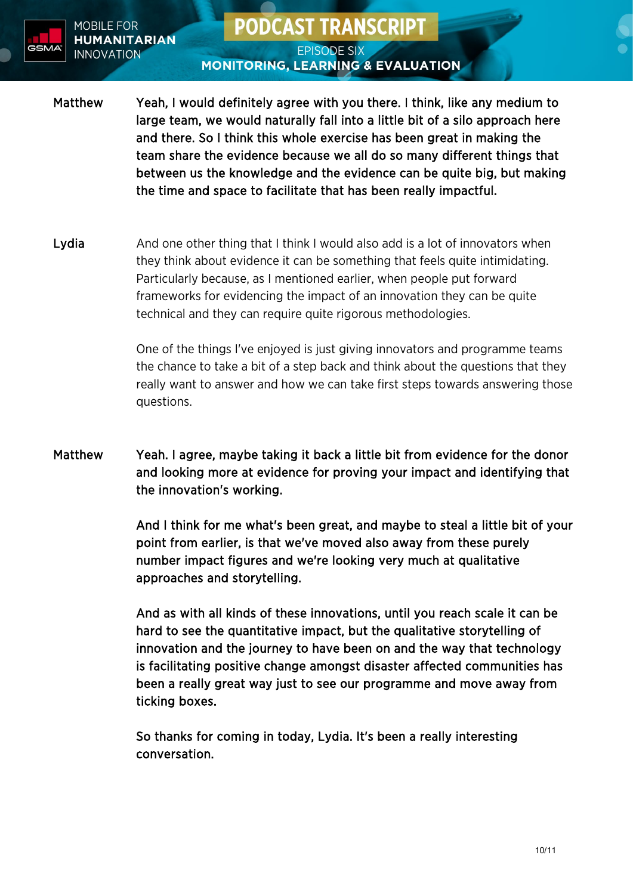**Matthew** Yeah, I would definitely agree with you there. I think, like any medium to large team, we would naturally fall into a little bit of a silo approach here and there. So I think this whole exercise has been great in making the team share the evidence because we all do so many different things that between us the knowledge and the evidence can be quite big, but making the time and space to facilitate that has been really impactful.

**Lydia** And one other thing that I think I would also add is a lot of innovators when they think about evidence it can be something that feels quite intimidating. Particularly because, as I mentioned earlier, when people put forward frameworks for evidencing the impact of an innovation they can be quite technical and they can require quite rigorous methodologies.

One of the things I've enjoyed is just giving innovators and programme teams the chance to take a bit of a step back and think about the questions that they really want to answer and how we can take first steps towards answering those questions.

**Matthew** Yeah. I agree, maybe taking it back a little bit from evidence for the donor and looking more at evidence for proving your impact and identifying that the innovation's working.

And I think for me what's been great, and maybe to steal a little bit of your point from earlier, is that we've moved also away from these purely number impact figures and we're looking very much at qualitative approaches and storytelling.

And as with all kinds of these innovations, until you reach scale it can be hard to see the quantitative impact, but the qualitative storytelling of innovation and the journey to have been on and the way that technology is facilitating positive change amongst disaster affected communities has been a really great way just to see our programme and move away from ticking boxes.

So thanks for coming in today, Lydia. It's been a really interesting conversation.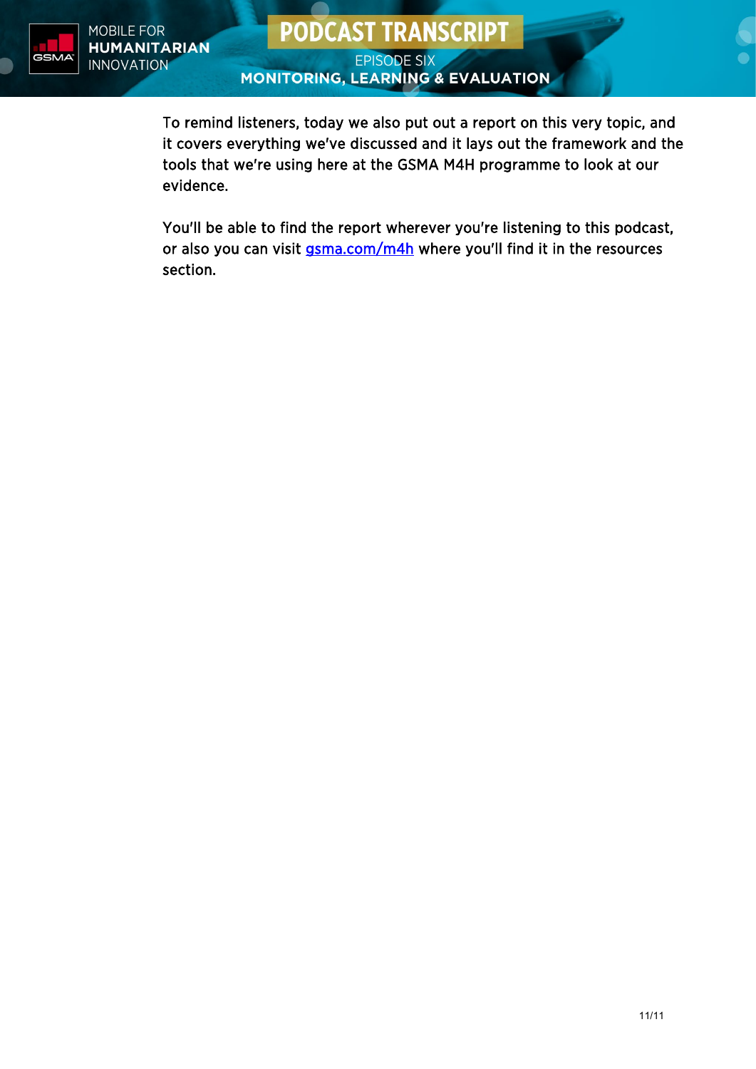To remind listeners, today we also put out a report on this very topic, and it covers everything we've discussed and it lays out the framework and the tools that we're using here at the GSMA M4H programme to look at our evidence.

You'll be able to find the report wherever you're listening to this podcast, or also you can visit gsma.com/m4h where you'll find it in the resources section.